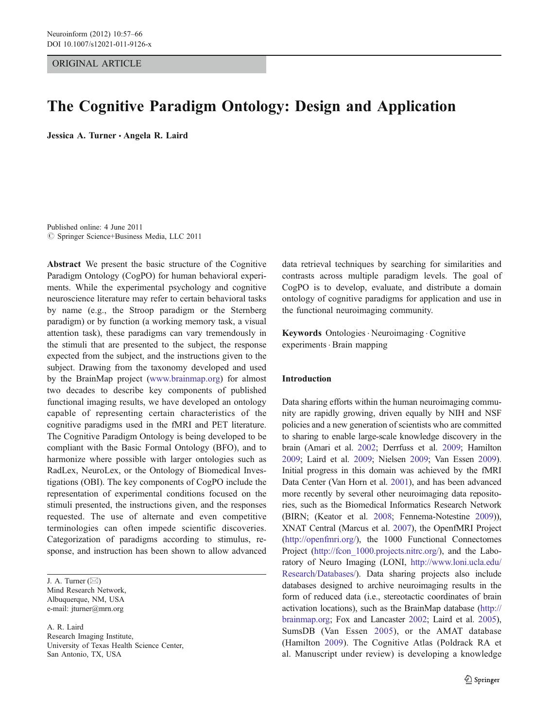ORIGINAL ARTICLE

# The Cognitive Paradigm Ontology: Design and Application

**Jessica A. Turner · Angela R. Laird**

Published online: 4 June 2011
© Springer Science+Business Media, LLC 2011

**Abstract** We present the basic structure of the Cognitive Paradigm Ontology (CogPO) for human behavioral experiments. While the experimental psychology and cognitive neuroscience literature may refer to certain behavioral tasks by name (e.g., the Stroop paradigm or the Sternberg paradigm) or by function (a working memory task, a visual attention task), these paradigms can vary tremendously in the stimuli that are presented to the subject, the response expected from the subject, and the instructions given to the subject. Drawing from the taxonomy developed and used by the BrainMap project (www.brainmap.org) for almost two decades to describe key components of published functional imaging results, we have developed an ontology capable of representing certain characteristics of the cognitive paradigms used in the fMRI and PET literature. The Cognitive Paradigm Ontology is being developed to be compliant with the Basic Formal Ontology (BFO), and to harmonize where possible with larger ontologies such as RadLex, NeuroLex, or the Ontology of Biomedical Investigations (OBI). The key components of CogPO include the representation of experimental conditions focused on the stimuli presented, the instructions given, and the responses requested. The use of alternate and even competitive terminologies can often impede scientific discoveries. Categorization of paradigms according to stimulus, response, and instruction has been shown to allow advanced data retrieval techniques by searching for similarities and contrasts across multiple paradigm levels. The goal of CogPO is to develop, evaluate, and distribute a domain ontology of cognitive paradigms for application and use in the functional neuroimaging community.

**Keywords** Ontologies · Neuroimaging · Cognitive experiments · Brain mapping

J. A. Turner (✉)
Mind Research Network,
Albuquerque, NM, USA
e-mail: jturner@mrn.org

A. R. Laird
Research Imaging Institute,
University of Texas Health Science Center,
San Antonio, TX, USA

## Introduction

Data sharing efforts within the human neuroimaging community are rapidly growing, driven equally by NIH and NSF policies and a new generation of scientists who are committed to sharing to enable large-scale knowledge discovery in the brain (Amari et al. 2002; Derrfuss et al. 2009; Hamilton 2009; Laird et al. 2009; Nielsen 2009; Van Essen 2009). Initial progress in this domain was achieved by the fMRI Data Center (Van Horn et al. 2001), and has been advanced more recently by several other neuroimaging data repositories, such as the Biomedical Informatics Research Network (BIRN; (Keator et al. 2008; Fennema-Notestine 2009)), XNAT Central (Marcus et al. 2007), the OpenfMRI Project (http://openfmri.org/), the 1000 Functional Connectomes Project (http://fcon_1000.projects.nitrc.org/), and the Laboratory of Neuro Imaging (LONI, http://www.loni.ucla.edu/Research/Databases/). Data sharing projects also include databases designed to archive neuroimaging results in the form of reduced data (i.e., stereotactic coordinates of brain activation locations), such as the BrainMap database (http://brainmap.org; Fox and Lancaster 2002; Laird et al. 2005), SumsDB (Van Essen 2005), or the AMAT database (Hamilton 2009). The Cognitive Atlas (Poldrack RA et al. Manuscript under review) is developing a knowledge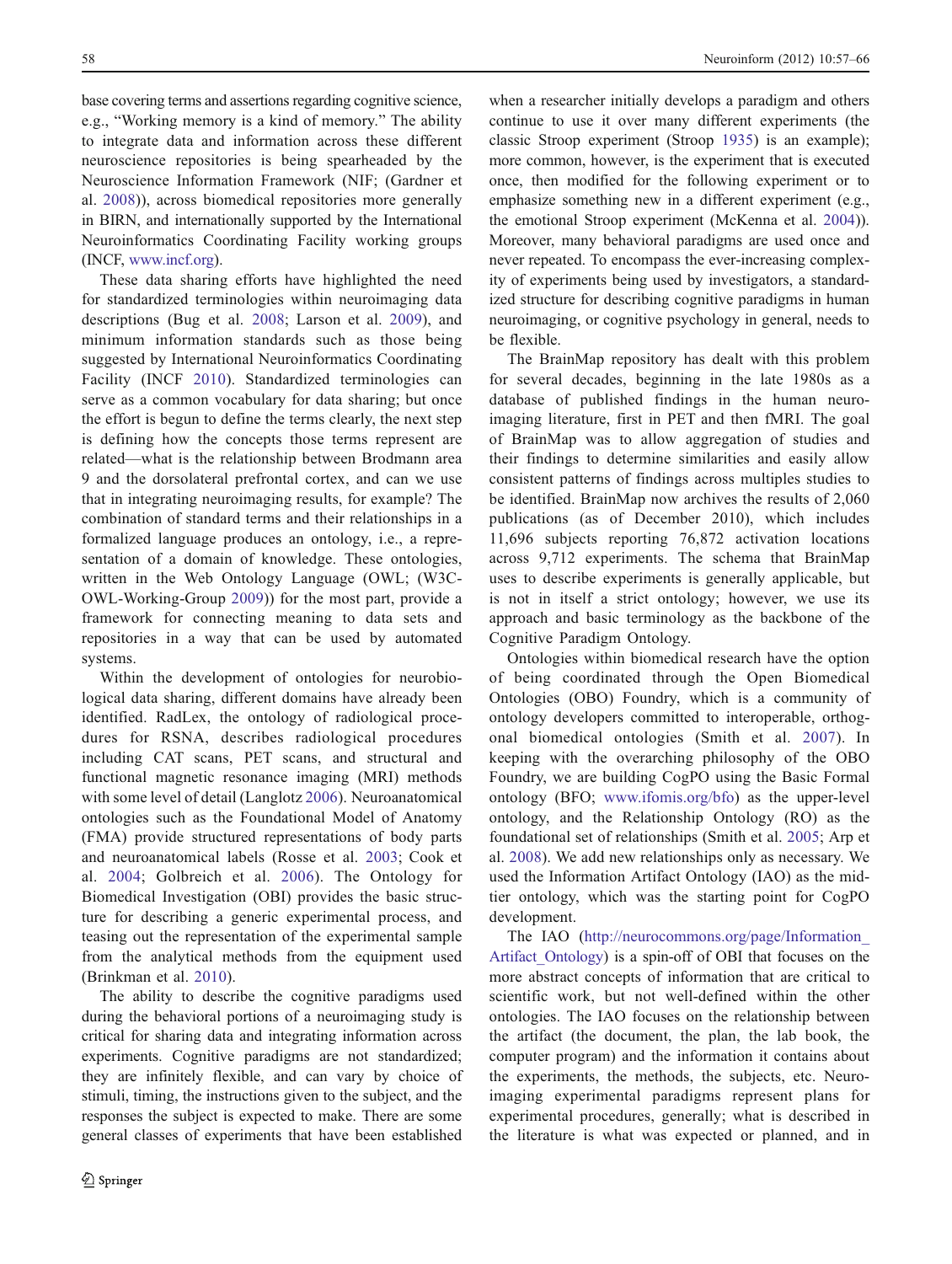base covering terms and assertions regarding cognitive science, e.g., "Working memory is a kind of memory." The ability to integrate data and information across these different neuroscience repositories is being spearheaded by the Neuroscience Information Framework (NIF; (Gardner et al. 2008)), across biomedical repositories more generally in BIRN, and internationally supported by the International Neuroinformatics Coordinating Facility working groups (INCF, www.incf.org).

These data sharing efforts have highlighted the need for standardized terminologies within neuroimaging data descriptions (Bug et al. 2008; Larson et al. 2009), and minimum information standards such as those being suggested by International Neuroinformatics Coordinating Facility (INCF 2010). Standardized terminologies can serve as a common vocabulary for data sharing; but once the effort is begun to define the terms clearly, the next step is defining how the concepts those terms represent are related—what is the relationship between Brodmann area 9 and the dorsolateral prefrontal cortex, and can we use that in integrating neuroimaging results, for example? The combination of standard terms and their relationships in a formalized language produces an ontology, i.e., a representation of a domain of knowledge. These ontologies, written in the Web Ontology Language (OWL; (W3C-OWL-Working-Group 2009)) for the most part, provide a framework for connecting meaning to data sets and repositories in a way that can be used by automated systems.

Within the development of ontologies for neurobiological data sharing, different domains have already been identified. RadLex, the ontology of radiological procedures for RSNA, describes radiological procedures including CAT scans, PET scans, and structural and functional magnetic resonance imaging (MRI) methods with some level of detail (Langlotz 2006). Neuroanatomical ontologies such as the Foundational Model of Anatomy (FMA) provide structured representations of body parts and neuroanatomical labels (Rosse et al. 2003; Cook et al. 2004; Golbreich et al. 2006). The Ontology for Biomedical Investigation (OBI) provides the basic structure for describing a generic experimental process, and teasing out the representation of the experimental sample from the analytical methods from the equipment used (Brinkman et al. 2010).

The ability to describe the cognitive paradigms used during the behavioral portions of a neuroimaging study is critical for sharing data and integrating information across experiments. Cognitive paradigms are not standardized; they are infinitely flexible, and can vary by choice of stimuli, timing, the instructions given to the subject, and the responses the subject is expected to make. There are some general classes of experiments that have been established when a researcher initially develops a paradigm and others continue to use it over many different experiments (the classic Stroop experiment (Stroop 1935) is an example); more common, however, is the experiment that is executed once, then modified for the following experiment or to emphasize something new in a different experiment (e.g., the emotional Stroop experiment (McKenna et al. 2004)). Moreover, many behavioral paradigms are used once and never repeated. To encompass the ever-increasing complexity of experiments being used by investigators, a standardized structure for describing cognitive paradigms in human neuroimaging, or cognitive psychology in general, needs to be flexible.

The BrainMap repository has dealt with this problem for several decades, beginning in the late 1980s as a database of published findings in the human neuroimaging literature, first in PET and then fMRI. The goal of BrainMap was to allow aggregation of studies and their findings to determine similarities and easily allow consistent patterns of findings across multiples studies to be identified. BrainMap now archives the results of 2,060 publications (as of December 2010), which includes 11,696 subjects reporting 76,872 activation locations across 9,712 experiments. The schema that BrainMap uses to describe experiments is generally applicable, but is not in itself a strict ontology; however, we use its approach and basic terminology as the backbone of the Cognitive Paradigm Ontology.

Ontologies within biomedical research have the option of being coordinated through the Open Biomedical Ontologies (OBO) Foundry, which is a community of ontology developers committed to interoperable, orthogonal biomedical ontologies (Smith et al. 2007). In keeping with the overarching philosophy of the OBO Foundry, we are building CogPO using the Basic Formal ontology (BFO; www.ifomis.org/bfo) as the upper-level ontology, and the Relationship Ontology (RO) as the foundational set of relationships (Smith et al. 2005; Arp et al. 2008). We add new relationships only as necessary. We used the Information Artifact Ontology (IAO) as the mid-tier ontology, which was the starting point for CogPO development.

The IAO (http://neurocommons.org/page/Information_Artifact_Ontology) is a spin-off of OBI that focuses on the more abstract concepts of information that are critical to scientific work, but not well-defined within the other ontologies. The IAO focuses on the relationship between the artifact (the document, the plan, the lab book, the computer program) and the information it contains about the experiments, the methods, the subjects, etc. Neuroimaging experimental paradigms represent plans for experimental procedures, generally; what is described in the literature is what was expected or planned, and in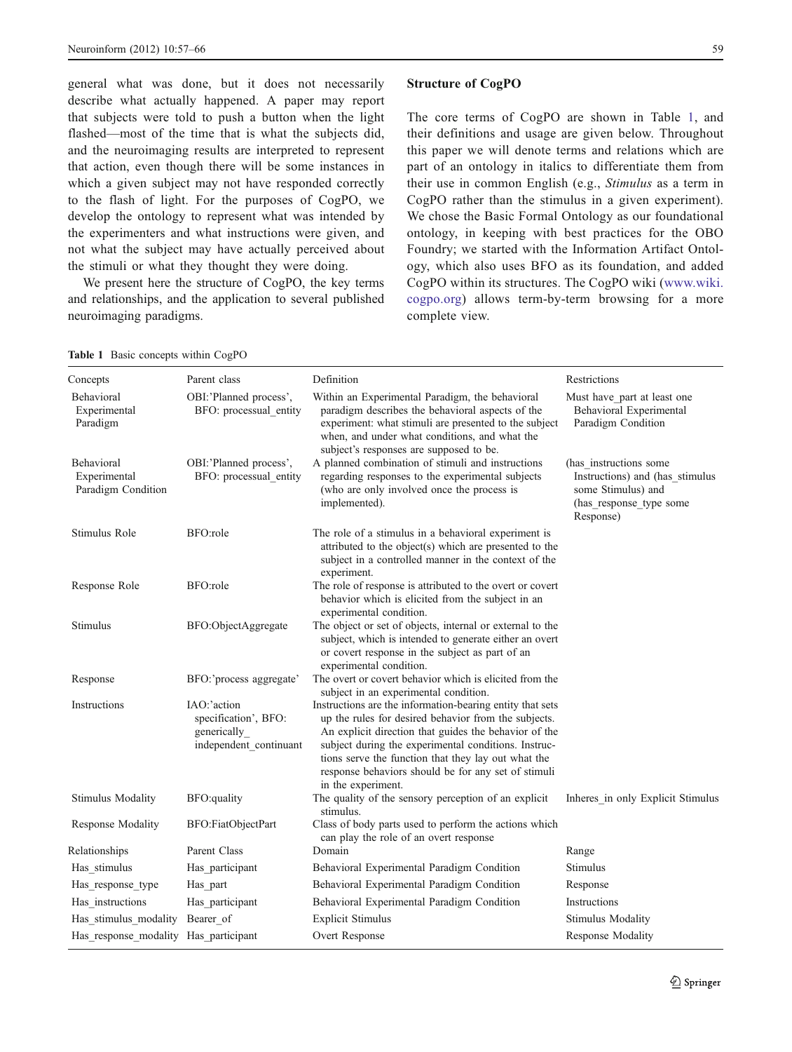general what was done, but it does not necessarily describe what actually happened. A paper may report that subjects were told to push a button when the light flashed—most of the time that is what the subjects did, and the neuroimaging results are interpreted to represent that action, even though there will be some instances in which a given subject may not have responded correctly to the flash of light. For the purposes of CogPO, we develop the ontology to represent what was intended by the experimenters and what instructions were given, and not what the subject may have actually perceived about the stimuli or what they thought they were doing.

We present here the structure of CogPO, the key terms and relationships, and the application to several published neuroimaging paradigms.

## Structure of CogPO

The core terms of CogPO are shown in Table 1, and their definitions and usage are given below. Throughout this paper we will denote terms and relations which are part of an ontology in italics to differentiate them from their use in common English (e.g., *Stimulus* as a term in CogPO rather than the stimulus in a given experiment). We chose the Basic Formal Ontology as our foundational ontology, in keeping with best practices for the OBO Foundry; we started with the Information Artifact Ontology, which also uses BFO as its foundation, and added CogPO within its structures. The CogPO wiki (www.wiki.cogpo.org) allows term-by-term browsing for a more complete view.

**Table 1** Basic concepts within CogPO

| Concepts | Parent class | Definition | Restrictions |
|---|---|---|---|
| Behavioral Experimental Paradigm | OBI:'Planned process', BFO: processual_entity | Within an Experimental Paradigm, the behavioral paradigm describes the behavioral aspects of the experiment: what stimuli are presented to the subject when, and under what conditions, and what the subject's responses are supposed to be. | Must have_part at least one Behavioral Experimental Paradigm Condition |
| Behavioral Experimental Paradigm Condition | OBI:'Planned process', BFO: processual_entity | A planned combination of stimuli and instructions regarding responses to the experimental subjects (who are only involved once the process is implemented). | (has_instructions some Instructions) and (has_stimulus some Stimulus) and (has_response_type some Response) |
| Stimulus Role | BFO:role | The role of a stimulus in a behavioral experiment is attributed to the object(s) which are presented to the subject in a controlled manner in the context of the experiment. | |
| Response Role | BFO:role | The role of response is attributed to the overt or covert behavior which is elicited from the subject in an experimental condition. | |
| Stimulus | BFO:ObjectAggregate | The object or set of objects, internal or external to the subject, which is intended to generate either an overt or covert response in the subject as part of an experimental condition. | |
| Response | BFO:'process aggregate' | The overt or covert behavior which is elicited from the subject in an experimental condition. | |
| Instructions | IAO:'action specification', BFO: generically_independent_continuant | Instructions are the information-bearing entity that sets up the rules for desired behavior from the subjects. An explicit direction that guides the behavior of the subject during the experimental conditions. Instructions serve the function that they lay out what the response behaviors should be for any set of stimuli in the experiment. | |
| Stimulus Modality | BFO:quality | The quality of the sensory perception of an explicit stimulus. | Inheres_in only Explicit Stimulus |
| Response Modality | BFO:FiatObjectPart | Class of body parts used to perform the actions which can play the role of an overt response | |
| **Relationships** | **Parent Class** | **Domain** | **Range** |
| Has_stimulus | Has_participant | Behavioral Experimental Paradigm Condition | Stimulus |
| Has_response_type | Has_part | Behavioral Experimental Paradigm Condition | Response |
| Has_instructions | Has_participant | Behavioral Experimental Paradigm Condition | Instructions |
| Has_stimulus_modality | Bearer_of | Explicit Stimulus | Stimulus Modality |
| Has_response_modality | Has_participant | Overt Response | Response Modality |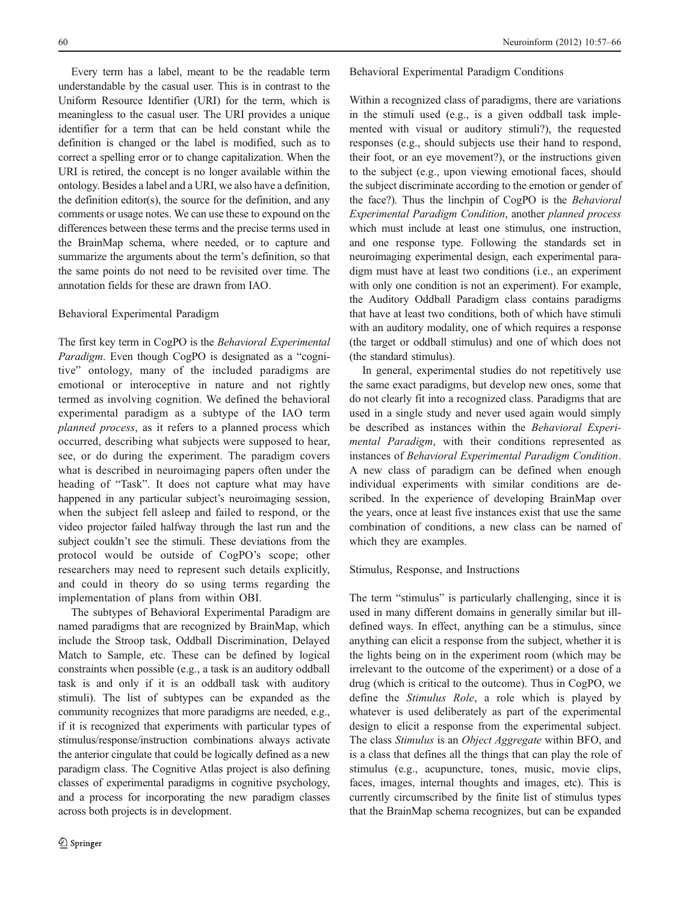Every term has a label, meant to be the readable term understandable by the casual user. This is in contrast to the Uniform Resource Identifier (URI) for the term, which is meaningless to the casual user. The URI provides a unique identifier for a term that can be held constant while the definition is changed or the label is modified, such as to correct a spelling error or to change capitalization. When the URI is retired, the concept is no longer available within the ontology. Besides a label and a URI, we also have a definition, the definition editor(s), the source for the definition, and any comments or usage notes. We can use these to expound on the differences between these terms and the precise terms used in the BrainMap schema, where needed, or to capture and summarize the arguments about the term's definition, so that the same points do not need to be revisited over time. The annotation fields for these are drawn from IAO.

### Behavioral Experimental Paradigm

The first key term in CogPO is the *Behavioral Experimental Paradigm*. Even though CogPO is designated as a "cognitive" ontology, many of the included paradigms are emotional or interoceptive in nature and not rightly termed as involving cognition. We defined the behavioral experimental paradigm as a subtype of the IAO term *planned process*, as it refers to a planned process which occurred, describing what subjects were supposed to hear, see, or do during the experiment. The paradigm covers what is described in neuroimaging papers often under the heading of "Task". It does not capture what may have happened in any particular subject's neuroimaging session, when the subject fell asleep and failed to respond, or the video projector failed halfway through the last run and the subject couldn't see the stimuli. These deviations from the protocol would be outside of CogPO's scope; other researchers may need to represent such details explicitly, and could in theory do so using terms regarding the implementation of plans from within OBI.

The subtypes of Behavioral Experimental Paradigm are named paradigms that are recognized by BrainMap, which include the Stroop task, Oddball Discrimination, Delayed Match to Sample, etc. These can be defined by logical constraints when possible (e.g., a task is an auditory oddball task is and only if it is an oddball task with auditory stimuli). The list of subtypes can be expanded as the community recognizes that more paradigms are needed, e.g., if it is recognized that experiments with particular types of stimulus/response/instruction combinations always activate the anterior cingulate that could be logically defined as a new paradigm class. The Cognitive Atlas project is also defining classes of experimental paradigms in cognitive psychology, and a process for incorporating the new paradigm classes across both projects is in development.

### Behavioral Experimental Paradigm Conditions

Within a recognized class of paradigms, there are variations in the stimuli used (e.g., is a given oddball task implemented with visual or auditory stimuli?), the requested responses (e.g., should subjects use their hand to respond, their foot, or an eye movement?), or the instructions given to the subject (e.g., upon viewing emotional faces, should the subject discriminate according to the emotion or gender of the face?). Thus the linchpin of CogPO is the *Behavioral Experimental Paradigm Condition*, another *planned process* which must include at least one stimulus, one instruction, and one response type. Following the standards set in neuroimaging experimental design, each experimental paradigm must have at least two conditions (i.e., an experiment with only one condition is not an experiment). For example, the Auditory Oddball Paradigm class contains paradigms that have at least two conditions, both of which have stimuli with an auditory modality, one of which requires a response (the target or oddball stimulus) and one of which does not (the standard stimulus).

In general, experimental studies do not repetitively use the same exact paradigms, but develop new ones, some that do not clearly fit into a recognized class. Paradigms that are used in a single study and never used again would simply be described as instances within the *Behavioral Experimental Paradigm*, with their conditions represented as instances of *Behavioral Experimental Paradigm Condition*. A new class of paradigm can be defined when enough individual experiments with similar conditions are described. In the experience of developing BrainMap over the years, once at least five instances exist that use the same combination of conditions, a new class can be named of which they are examples.

### Stimulus, Response, and Instructions

The term "stimulus" is particularly challenging, since it is used in many different domains in generally similar but ill-defined ways. In effect, anything can be a stimulus, since anything can elicit a response from the subject, whether it is the lights being on in the experiment room (which may be irrelevant to the outcome of the experiment) or a dose of a drug (which is critical to the outcome). Thus in CogPO, we define the *Stimulus Role*, a role which is played by whatever is used deliberately as part of the experimental design to elicit a response from the experimental subject. The class *Stimulus* is an *Object Aggregate* within BFO, and is a class that defines all the things that can play the role of stimulus (e.g., acupuncture, tones, music, movie clips, faces, images, internal thoughts and images, etc). This is currently circumscribed by the finite list of stimulus types that the BrainMap schema recognizes, but can be expanded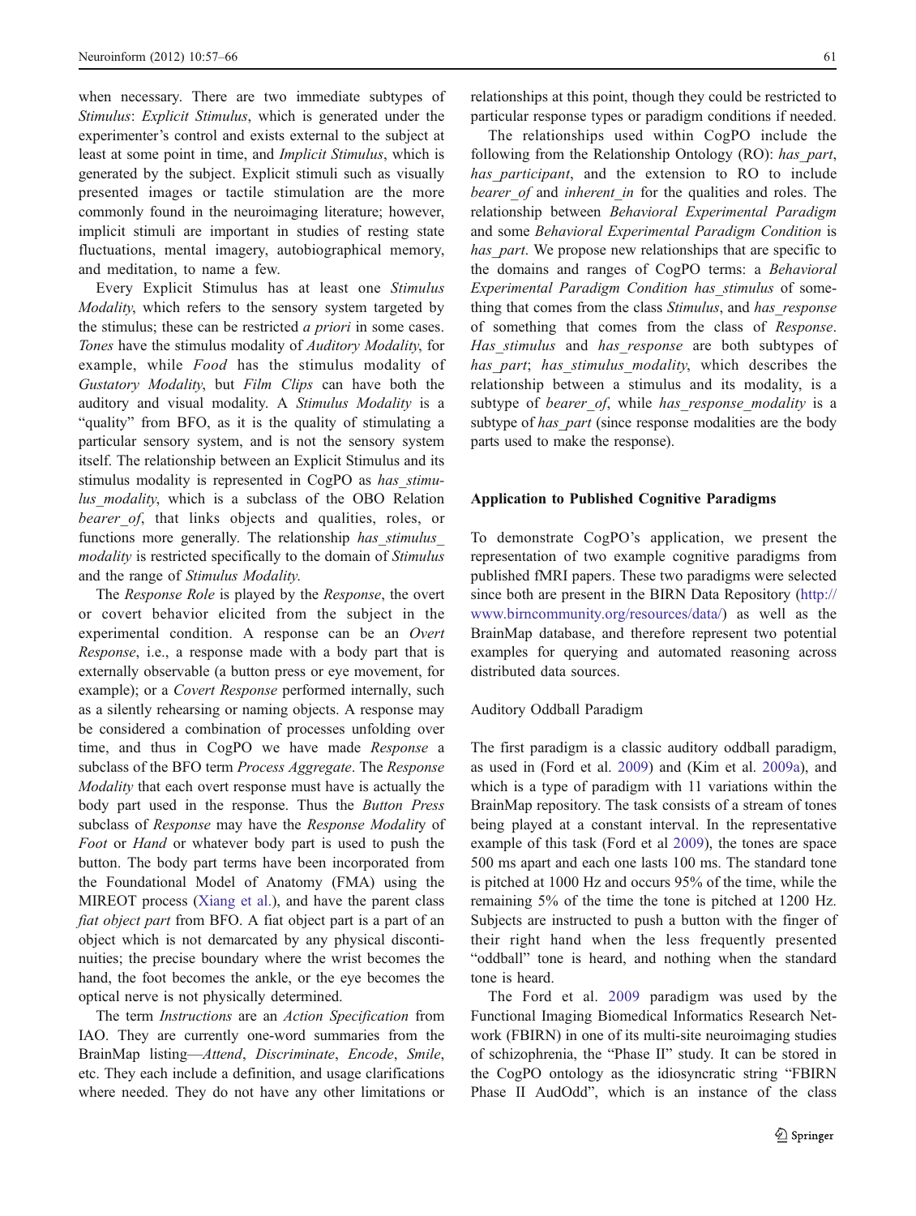when necessary. There are two immediate subtypes of *Stimulus*: *Explicit Stimulus*, which is generated under the experimenter's control and exists external to the subject at least at some point in time, and *Implicit Stimulus*, which is generated by the subject. Explicit stimuli such as visually presented images or tactile stimulation are the more commonly found in the neuroimaging literature; however, implicit stimuli are important in studies of resting state fluctuations, mental imagery, autobiographical memory, and meditation, to name a few.

Every Explicit Stimulus has at least one *Stimulus Modality*, which refers to the sensory system targeted by the stimulus; these can be restricted *a priori* in some cases. *Tones* have the stimulus modality of *Auditory Modality*, for example, while *Food* has the stimulus modality of *Gustatory Modality*, but *Film Clips* can have both the auditory and visual modality. A *Stimulus Modality* is a "quality" from BFO, as it is the quality of stimulating a particular sensory system, and is not the sensory system itself. The relationship between an Explicit Stimulus and its stimulus modality is represented in CogPO as *has_stimulus_modality*, which is a subclass of the OBO Relation *bearer_of*, that links objects and qualities, roles, or functions more generally. The relationship *has_stimulus_modality* is restricted specifically to the domain of *Stimulus* and the range of *Stimulus Modality*.

The *Response Role* is played by the *Response*, the overt or covert behavior elicited from the subject in the experimental condition. A response can be an *Overt Response*, i.e., a response made with a body part that is externally observable (a button press or eye movement, for example); or a *Covert Response* performed internally, such as a silently rehearsing or naming objects. A response may be considered a combination of processes unfolding over time, and thus in CogPO we have made *Response* a subclass of the BFO term *Process Aggregate*. The *Response Modality* that each overt response must have is actually the body part used in the response. Thus the *Button Press* subclass of *Response* may have the *Response Modality* of *Foot* or *Hand* or whatever body part is used to push the button. The body part terms have been incorporated from the Foundational Model of Anatomy (FMA) using the MIREOT process (Xiang et al.), and have the parent class *fiat object part* from BFO. A fiat object part is a part of an object which is not demarcated by any physical discontinuities; the precise boundary where the wrist becomes the hand, the foot becomes the ankle, or the eye becomes the optical nerve is not physically determined.

The term *Instructions* are an *Action Specification* from IAO. They are currently one-word summaries from the BrainMap listing—*Attend*, *Discriminate*, *Encode*, *Smile*, etc. They each include a definition, and usage clarifications where needed. They do not have any other limitations or relationships at this point, though they could be restricted to particular response types or paradigm conditions if needed.

The relationships used within CogPO include the following from the Relationship Ontology (RO): *has_part*, *has_participant*, and the extension to RO to include *bearer_of* and *inherent_in* for the qualities and roles. The relationship between *Behavioral Experimental Paradigm* and some *Behavioral Experimental Paradigm Condition* is *has_part*. We propose new relationships that are specific to the domains and ranges of CogPO terms: a *Behavioral Experimental Paradigm Condition has_stimulus* of something that comes from the class *Stimulus*, and *has_response* of something that comes from the class of *Response*. *Has_stimulus* and *has_response* are both subtypes of *has_part*; *has_stimulus_modality*, which describes the relationship between a stimulus and its modality, is a subtype of *bearer_of*, while *has_response_modality* is a subtype of *has_part* (since response modalities are the body parts used to make the response).

## Application to Published Cognitive Paradigms

To demonstrate CogPO's application, we present the representation of two example cognitive paradigms from published fMRI papers. These two paradigms were selected since both are present in the BIRN Data Repository (http://www.birncommunity.org/resources/data/) as well as the BrainMap database, and therefore represent two potential examples for querying and automated reasoning across distributed data sources.

### Auditory Oddball Paradigm

The first paradigm is a classic auditory oddball paradigm, as used in (Ford et al. 2009) and (Kim et al. 2009a), and which is a type of paradigm with 11 variations within the BrainMap repository. The task consists of a stream of tones being played at a constant interval. In the representative example of this task (Ford et al 2009), the tones are space 500 ms apart and each one lasts 100 ms. The standard tone is pitched at 1000 Hz and occurs 95% of the time, while the remaining 5% of the time the tone is pitched at 1200 Hz. Subjects are instructed to push a button with the finger of their right hand when the less frequently presented "oddball" tone is heard, and nothing when the standard tone is heard.

The Ford et al. 2009 paradigm was used by the Functional Imaging Biomedical Informatics Research Network (FBIRN) in one of its multi-site neuroimaging studies of schizophrenia, the "Phase II" study. It can be stored in the CogPO ontology as the idiosyncratic string "FBIRN Phase II AudOdd", which is an instance of the class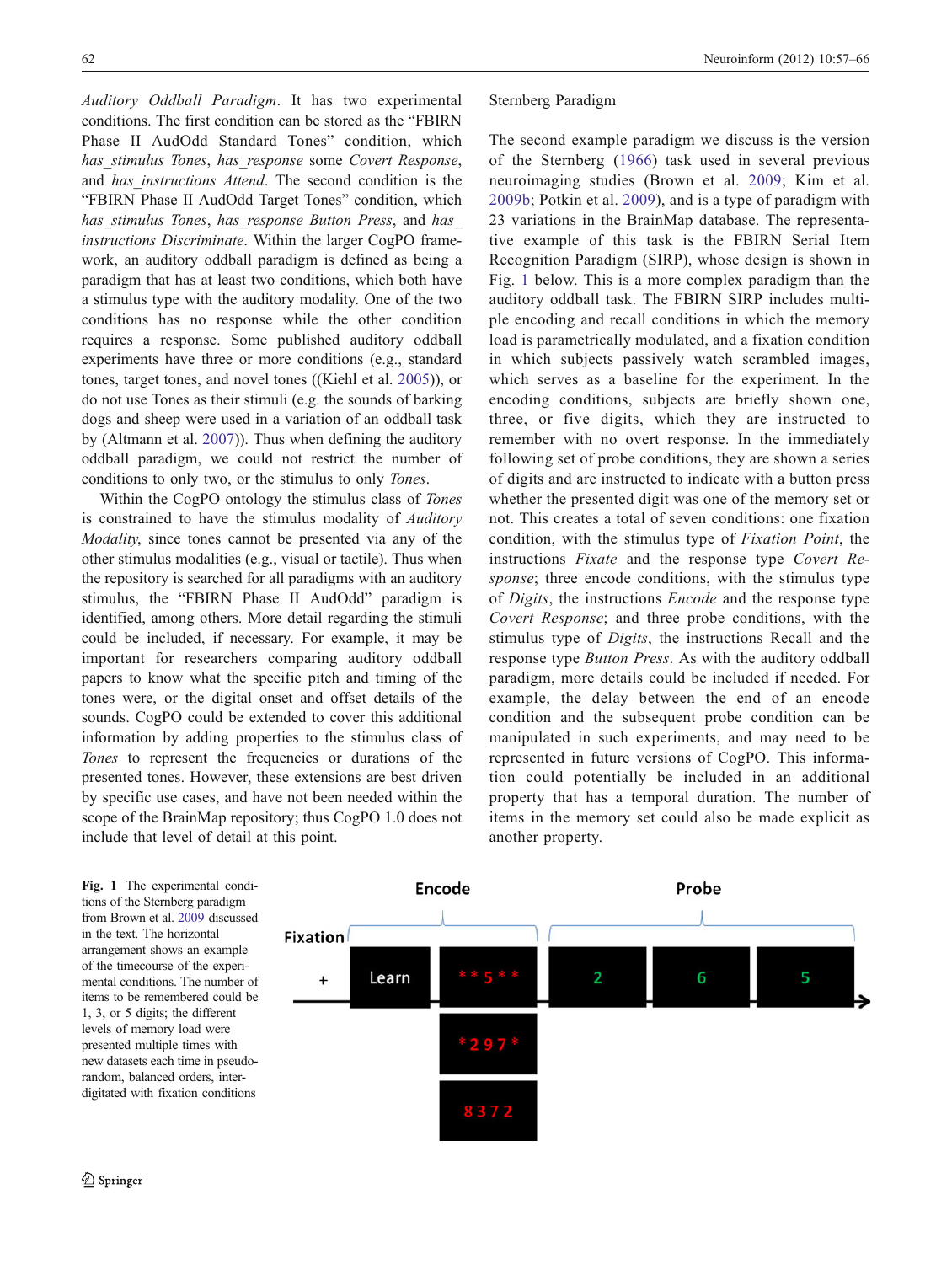*Auditory Oddball Paradigm*. It has two experimental conditions. The first condition can be stored as the "FBIRN Phase II AudOdd Standard Tones" condition, which *has_stimulus Tones*, *has_response* some *Covert Response*, and *has_instructions Attend*. The second condition is the "FBIRN Phase II AudOdd Target Tones" condition, which *has_stimulus Tones*, *has_response Button Press*, and *has_instructions Discriminate*. Within the larger CogPO framework, an auditory oddball paradigm is defined as being a paradigm that has at least two conditions, which both have a stimulus type with the auditory modality. One of the two conditions has no response while the other condition requires a response. Some published auditory oddball experiments have three or more conditions (e.g., standard tones, target tones, and novel tones ((Kiehl et al. 2005)), or do not use Tones as their stimuli (e.g. the sounds of barking dogs and sheep were used in a variation of an oddball task by (Altmann et al. 2007)). Thus when defining the auditory oddball paradigm, we could not restrict the number of conditions to only two, or the stimulus to only *Tones*.

Within the CogPO ontology the stimulus class of *Tones* is constrained to have the stimulus modality of *Auditory Modality*, since tones cannot be presented via any of the other stimulus modalities (e.g., visual or tactile). Thus when the repository is searched for all paradigms with an auditory stimulus, the "FBIRN Phase II AudOdd" paradigm is identified, among others. More detail regarding the stimuli could be included, if necessary. For example, it may be important for researchers comparing auditory oddball papers to know what the specific pitch and timing of the tones were, or the digital onset and offset details of the sounds. CogPO could be extended to cover this additional information by adding properties to the stimulus class of *Tones* to represent the frequencies or durations of the presented tones. However, these extensions are best driven by specific use cases, and have not been needed within the scope of the BrainMap repository; thus CogPO 1.0 does not include that level of detail at this point.

## Sternberg Paradigm

The second example paradigm we discuss is the version of the Sternberg (1966) task used in several previous neuroimaging studies (Brown et al. 2009; Kim et al. 2009b; Potkin et al. 2009), and is a type of paradigm with 23 variations in the BrainMap database. The representative example of this task is the FBIRN Serial Item Recognition Paradigm (SIRP), whose design is shown in Fig. 1 below. This is a more complex paradigm than the auditory oddball task. The FBIRN SIRP includes multiple encoding and recall conditions in which the memory load is parametrically modulated, and a fixation condition in which subjects passively watch scrambled images, which serves as a baseline for the experiment. In the encoding conditions, subjects are briefly shown one, three, or five digits, which they are instructed to remember with no overt response. In the immediately following set of probe conditions, they are shown a series of digits and are instructed to indicate with a button press whether the presented digit was one of the memory set or not. This creates a total of seven conditions: one fixation condition, with the stimulus type of *Fixation Point*, the instructions *Fixate* and the response type *Covert Response*; three encode conditions, with the stimulus type of *Digits*, the instructions *Encode* and the response type *Covert Response*; and three probe conditions, with the stimulus type of *Digits*, the instructions Recall and the response type *Button Press*. As with the auditory oddball paradigm, more details could be included if needed. For example, the delay between the end of an encode condition and the subsequent probe condition can be manipulated in such experiments, and may need to be represented in future versions of CogPO. This information could potentially be included in an additional property that has a temporal duration. The number of items in the memory set could also be made explicit as another property.

**Fig. 1** The experimental conditions of the Sternberg paradigm from Brown et al. 2009 discussed in the text. The horizontal arrangement shows an example of the timecourse of the experimental conditions. The number of items to be remembered could be 1, 3, or 5 digits; the different levels of memory load were presented multiple times with new datasets each time in pseudorandom, balanced orders, interdigitated with fixation conditions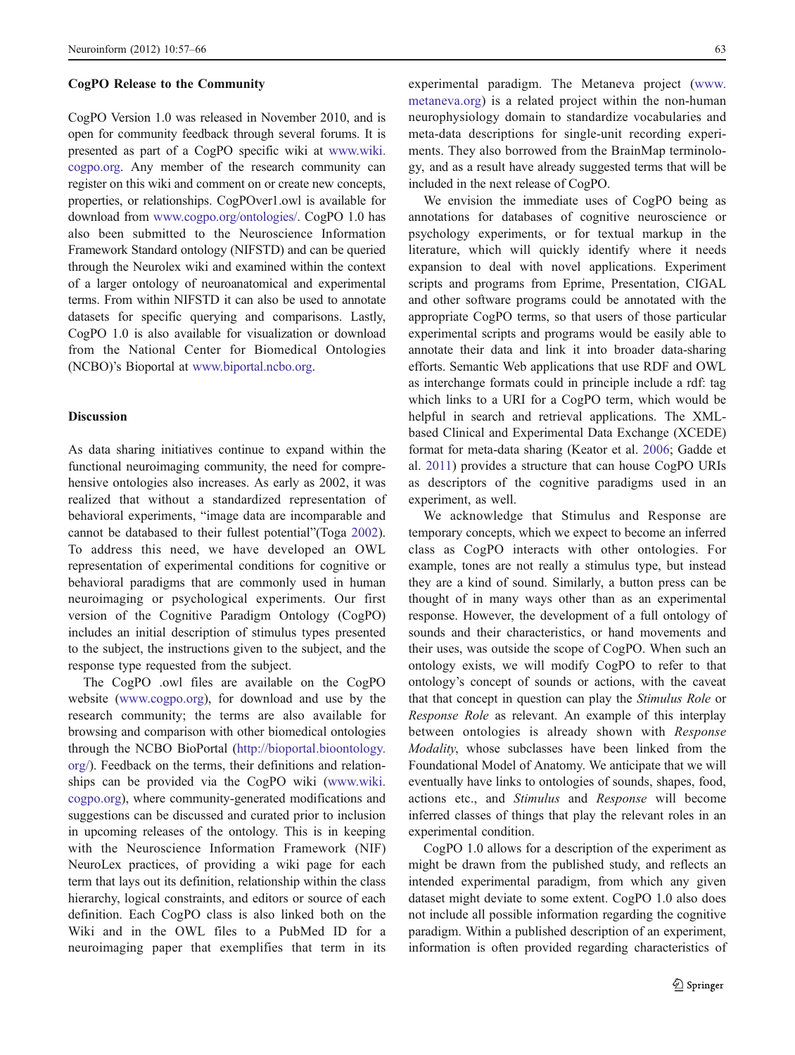### CogPO Release to the Community

CogPO Version 1.0 was released in November 2010, and is open for community feedback through several forums. It is presented as part of a CogPO specific wiki at www.wiki.cogpo.org. Any member of the research community can register on this wiki and comment on or create new concepts, properties, or relationships. CogPOver1.owl is available for download from www.cogpo.org/ontologies/. CogPO 1.0 has also been submitted to the Neuroscience Information Framework Standard ontology (NIFSTD) and can be queried through the Neurolex wiki and examined within the context of a larger ontology of neuroanatomical and experimental terms. From within NIFSTD it can also be used to annotate datasets for specific querying and comparisons. Lastly, CogPO 1.0 is also available for visualization or download from the National Center for Biomedical Ontologies (NCBO)'s Bioportal at www.biportal.ncbo.org.

### Discussion

As data sharing initiatives continue to expand within the functional neuroimaging community, the need for comprehensive ontologies also increases. As early as 2002, it was realized that without a standardized representation of behavioral experiments, "image data are incomparable and cannot be databased to their fullest potential"(Toga 2002). To address this need, we have developed an OWL representation of experimental conditions for cognitive or behavioral paradigms that are commonly used in human neuroimaging or psychological experiments. Our first version of the Cognitive Paradigm Ontology (CogPO) includes an initial description of stimulus types presented to the subject, the instructions given to the subject, and the response type requested from the subject.

The CogPO .owl files are available on the CogPO website (www.cogpo.org), for download and use by the research community; the terms are also available for browsing and comparison with other biomedical ontologies through the NCBO BioPortal (http://bioportal.bioontology.org/). Feedback on the terms, their definitions and relationships can be provided via the CogPO wiki (www.wiki.cogpo.org), where community-generated modifications and suggestions can be discussed and curated prior to inclusion in upcoming releases of the ontology. This is in keeping with the Neuroscience Information Framework (NIF) NeuroLex practices, of providing a wiki page for each term that lays out its definition, relationship within the class hierarchy, logical constraints, and editors or source of each definition. Each CogPO class is also linked both on the Wiki and in the OWL files to a PubMed ID for a neuroimaging paper that exemplifies that term in its experimental paradigm. The Metaneva project (www.metaneva.org) is a related project within the non-human neurophysiology domain to standardize vocabularies and meta-data descriptions for single-unit recording experiments. They also borrowed from the BrainMap terminology, and as a result have already suggested terms that will be included in the next release of CogPO.

We envision the immediate uses of CogPO being as annotations for databases of cognitive neuroscience or psychology experiments, or for textual markup in the literature, which will quickly identify where it needs expansion to deal with novel applications. Experiment scripts and programs from Eprime, Presentation, CIGAL and other software programs could be annotated with the appropriate CogPO terms, so that users of those particular experimental scripts and programs would be easily able to annotate their data and link it into broader data-sharing efforts. Semantic Web applications that use RDF and OWL as interchange formats could in principle include a rdf: tag which links to a URI for a CogPO term, which would be helpful in search and retrieval applications. The XML-based Clinical and Experimental Data Exchange (XCEDE) format for meta-data sharing (Keator et al. 2006; Gadde et al. 2011) provides a structure that can house CogPO URIs as descriptors of the cognitive paradigms used in an experiment, as well.

We acknowledge that Stimulus and Response are temporary concepts, which we expect to become an inferred class as CogPO interacts with other ontologies. For example, tones are not really a stimulus type, but instead they are a kind of sound. Similarly, a button press can be thought of in many ways other than as an experimental response. However, the development of a full ontology of sounds and their characteristics, or hand movements and their uses, was outside the scope of CogPO. When such an ontology exists, we will modify CogPO to refer to that ontology's concept of sounds or actions, with the caveat that that concept in question can play the *Stimulus Role* or *Response Role* as relevant. An example of this interplay between ontologies is already shown with *Response Modality*, whose subclasses have been linked from the Foundational Model of Anatomy. We anticipate that we will eventually have links to ontologies of sounds, shapes, food, actions etc., and *Stimulus* and *Response* will become inferred classes of things that play the relevant roles in an experimental condition.

CogPO 1.0 allows for a description of the experiment as might be drawn from the published study, and reflects an intended experimental paradigm, from which any given dataset might deviate to some extent. CogPO 1.0 also does not include all possible information regarding the cognitive paradigm. Within a published description of an experiment, information is often provided regarding characteristics of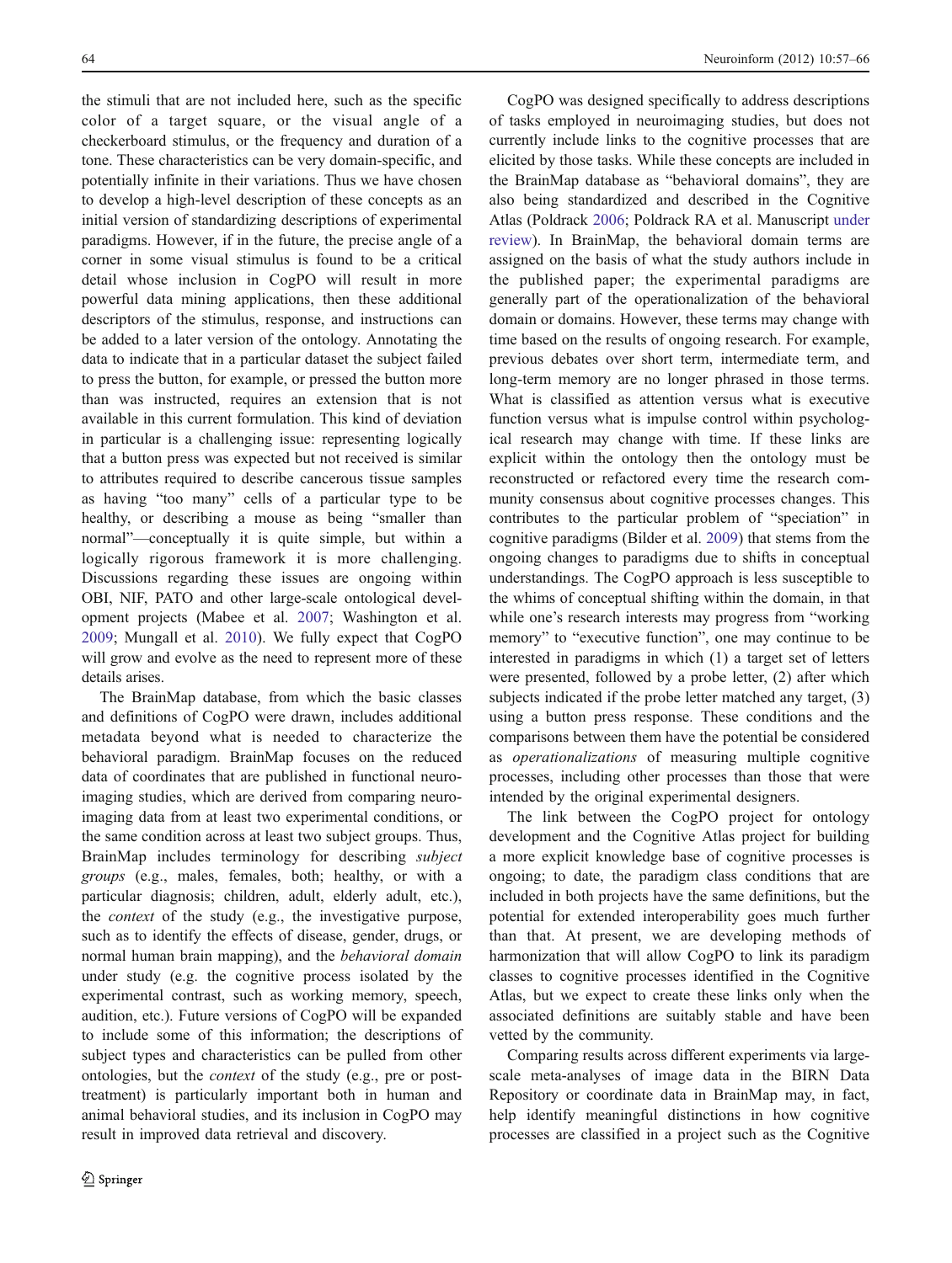the stimuli that are not included here, such as the specific color of a target square, or the visual angle of a checkerboard stimulus, or the frequency and duration of a tone. These characteristics can be very domain-specific, and potentially infinite in their variations. Thus we have chosen to develop a high-level description of these concepts as an initial version of standardizing descriptions of experimental paradigms. However, if in the future, the precise angle of a corner in some visual stimulus is found to be a critical detail whose inclusion in CogPO will result in more powerful data mining applications, then these additional descriptors of the stimulus, response, and instructions can be added to a later version of the ontology. Annotating the data to indicate that in a particular dataset the subject failed to press the button, for example, or pressed the button more than was instructed, requires an extension that is not available in this current formulation. This kind of deviation in particular is a challenging issue: representing logically that a button press was expected but not received is similar to attributes required to describe cancerous tissue samples as having "too many" cells of a particular type to be healthy, or describing a mouse as being "smaller than normal"—conceptually it is quite simple, but within a logically rigorous framework it is more challenging. Discussions regarding these issues are ongoing within OBI, NIF, PATO and other large-scale ontological development projects (Mabee et al. 2007; Washington et al. 2009; Mungall et al. 2010). We fully expect that CogPO will grow and evolve as the need to represent more of these details arises.

The BrainMap database, from which the basic classes and definitions of CogPO were drawn, includes additional metadata beyond what is needed to characterize the behavioral paradigm. BrainMap focuses on the reduced data of coordinates that are published in functional neuroimaging studies, which are derived from comparing neuroimaging data from at least two experimental conditions, or the same condition across at least two subject groups. Thus, BrainMap includes terminology for describing *subject groups* (e.g., males, females, both; healthy, or with a particular diagnosis; children, adult, elderly adult, etc.), the *context* of the study (e.g., the investigative purpose, such as to identify the effects of disease, gender, drugs, or normal human brain mapping), and the *behavioral domain* under study (e.g. the cognitive process isolated by the experimental contrast, such as working memory, speech, audition, etc.). Future versions of CogPO will be expanded to include some of this information; the descriptions of subject types and characteristics can be pulled from other ontologies, but the *context* of the study (e.g., pre or post-treatment) is particularly important both in human and animal behavioral studies, and its inclusion in CogPO may result in improved data retrieval and discovery.

CogPO was designed specifically to address descriptions of tasks employed in neuroimaging studies, but does not currently include links to the cognitive processes that are elicited by those tasks. While these concepts are included in the BrainMap database as "behavioral domains", they are also being standardized and described in the Cognitive Atlas (Poldrack 2006; Poldrack RA et al. Manuscript under review). In BrainMap, the behavioral domain terms are assigned on the basis of what the study authors include in the published paper; the experimental paradigms are generally part of the operationalization of the behavioral domain or domains. However, these terms may change with time based on the results of ongoing research. For example, previous debates over short term, intermediate term, and long-term memory are no longer phrased in those terms. What is classified as attention versus what is executive function versus what is impulse control within psychological research may change with time. If these links are explicit within the ontology then the ontology must be reconstructed or refactored every time the research community consensus about cognitive processes changes. This contributes to the particular problem of "speciation" in cognitive paradigms (Bilder et al. 2009) that stems from the ongoing changes to paradigms due to shifts in conceptual understandings. The CogPO approach is less susceptible to the whims of conceptual shifting within the domain, in that while one's research interests may progress from "working memory" to "executive function", one may continue to be interested in paradigms in which (1) a target set of letters were presented, followed by a probe letter, (2) after which subjects indicated if the probe letter matched any target, (3) using a button press response. These conditions and the comparisons between them have the potential to be considered as *operationalizations* of measuring multiple cognitive processes, including other processes than those that were intended by the original experimental designers.

The link between the CogPO project for ontology development and the Cognitive Atlas project for building a more explicit knowledge base of cognitive processes is ongoing; to date, the paradigm class conditions that are included in both projects have the same definitions, but the potential for extended interoperability goes much further than that. At present, we are developing methods of harmonization that will allow CogPO to link its paradigm classes to cognitive processes identified in the Cognitive Atlas, but we expect to create these links only when the associated definitions are suitably stable and have been vetted by the community.

Comparing results across different experiments via large-scale meta-analyses of image data in the BIRN Data Repository or coordinate data in BrainMap may, in fact, help identify meaningful distinctions in how cognitive processes are classified in a project such as the Cognitive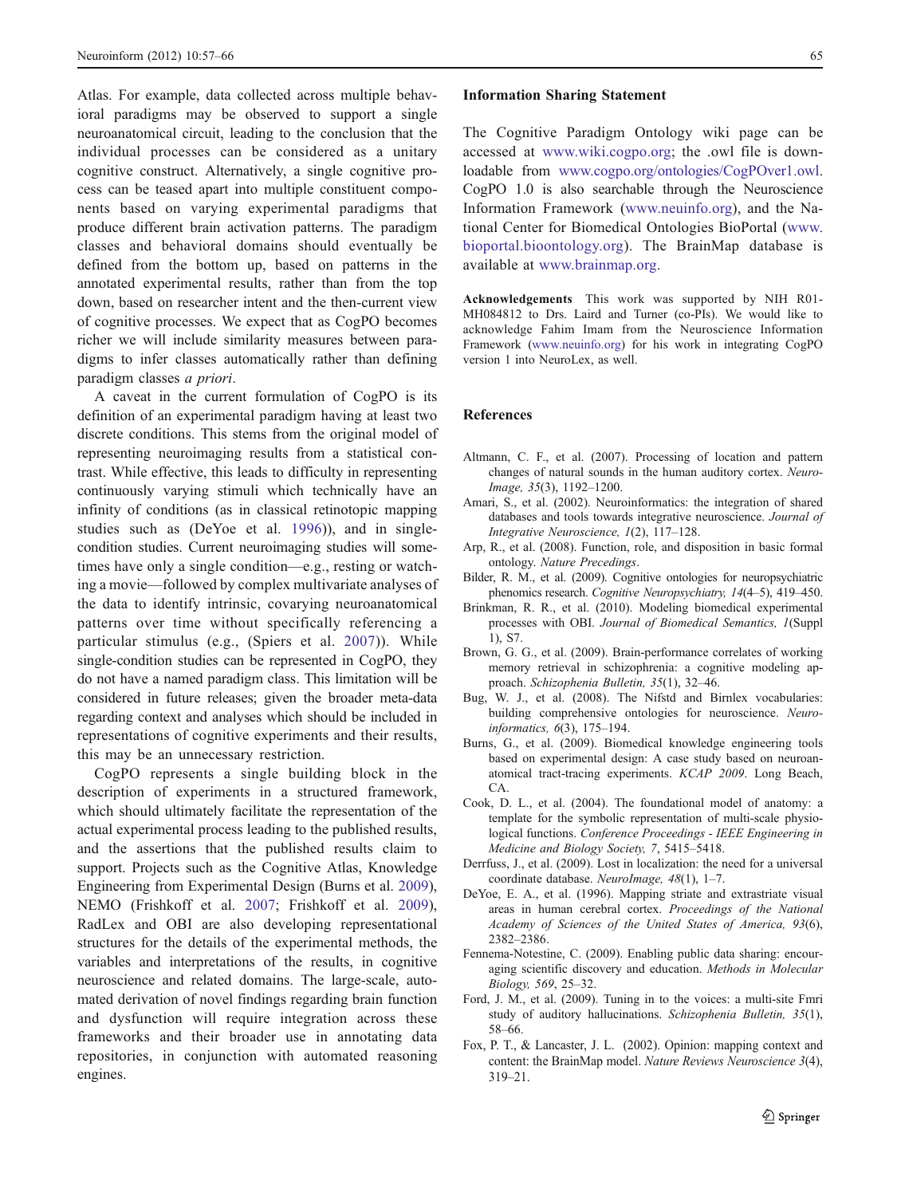Atlas. For example, data collected across multiple behavioral paradigms may be observed to support a single neuroanatomical circuit, leading to the conclusion that the individual processes can be considered as a unitary cognitive construct. Alternatively, a single cognitive process can be teased apart into multiple constituent components based on varying experimental paradigms that produce different brain activation patterns. The paradigm classes and behavioral domains should eventually be defined from the bottom up, based on patterns in the annotated experimental results, rather than from the top down, based on researcher intent and the then-current view of cognitive processes. We expect that as CogPO becomes richer we will include similarity measures between paradigms to infer classes automatically rather than defining paradigm classes *a priori*.

A caveat in the current formulation of CogPO is its definition of an experimental paradigm having at least two discrete conditions. This stems from the original model of representing neuroimaging results from a statistical contrast. While effective, this leads to difficulty in representing continuously varying stimuli which technically have an infinity of conditions (as in classical retinotopic mapping studies such as (DeYoe et al. 1996)), and in single-condition studies. Current neuroimaging studies will sometimes have only a single condition—e.g., resting or watching a movie—followed by complex multivariate analyses of the data to identify intrinsic, covarying neuroanatomical patterns over time without specifically referencing a particular stimulus (e.g., (Spiers et al. 2007)). While single-condition studies can be represented in CogPO, they do not have a named paradigm class. This limitation will be considered in future releases; given the broader meta-data regarding context and analyses which should be included in representations of cognitive experiments and their results, this may be an unnecessary restriction.

CogPO represents a single building block in the description of experiments in a structured framework, which should ultimately facilitate the representation of the actual experimental process leading to the published results, and the assertions that the published results claim to support. Projects such as the Cognitive Atlas, Knowledge Engineering from Experimental Design (Burns et al. 2009), NEMO (Frishkoff et al. 2007; Frishkoff et al. 2009), RadLex and OBI are also developing representational structures for the details of the experimental methods, the variables and interpretations of the results, in cognitive neuroscience and related domains. The large-scale, automated derivation of novel findings regarding brain function and dysfunction will require integration across these frameworks and their broader use in annotating data repositories, in conjunction with automated reasoning engines.

## Information Sharing Statement

The Cognitive Paradigm Ontology wiki page can be accessed at www.wiki.cogpo.org; the .owl file is downloadable from www.cogpo.org/ontologies/CogPOver1.owl. CogPO 1.0 is also searchable through the Neuroscience Information Framework (www.neuinfo.org), and the National Center for Biomedical Ontologies BioPortal (www.bioportal.bioontology.org). The BrainMap database is available at www.brainmap.org.

**Acknowledgements** This work was supported by NIH R01-MH084812 to Drs. Laird and Turner (co-PIs). We would like to acknowledge Fahim Imam from the Neuroscience Information Framework (www.neuinfo.org) for his work in integrating CogPO version 1 into NeuroLex, as well.

## References

Altmann, C. F., et al. (2007). Processing of location and pattern changes of natural sounds in the human auditory cortex. *NeuroImage, 35*(3), 1192–1200.

Amari, S., et al. (2002). Neuroinformatics: the integration of shared databases and tools towards integrative neuroscience. *Journal of Integrative Neuroscience, 1*(2), 117–128.

Arp, R., et al. (2008). Function, role, and disposition in basic formal ontology. *Nature Precedings*.

Bilder, R. M., et al. (2009). Cognitive ontologies for neuropsychiatric phenomics research. *Cognitive Neuropsychiatry, 14*(4–5), 419–450.

Brinkman, R. R., et al. (2010). Modeling biomedical experimental processes with OBI. *Journal of Biomedical Semantics, 1*(Suppl 1), S7.

Brown, G. G., et al. (2009). Brain-performance correlates of working memory retrieval in schizophrenia: a cognitive modeling approach. *Schizophrenia Bulletin, 35*(1), 32–46.

Bug, W. J., et al. (2008). The Nifstd and Birnlex vocabularies: building comprehensive ontologies for neuroscience. *Neuroinformatics, 6*(3), 175–194.

Burns, G., et al. (2009). Biomedical knowledge engineering tools based on experimental design: A case study based on neuroanatomical tract-tracing experiments. *KCAP 2009*. Long Beach, CA.

Cook, D. L., et al. (2004). The foundational model of anatomy: a template for the symbolic representation of multi-scale physiological functions. *Conference Proceedings - IEEE Engineering in Medicine and Biology Society, 7*, 5415–5418.

Derrfuss, J., et al. (2009). Lost in localization: the need for a universal coordinate database. *NeuroImage, 48*(1), 1–7.

DeYoe, E. A., et al. (1996). Mapping striate and extrastriate visual areas in human cerebral cortex. *Proceedings of the National Academy of Sciences of the United States of America, 93*(6), 2382–2386.

Fennema-Notestine, C. (2009). Enabling public data sharing: encouraging scientific discovery and education. *Methods in Molecular Biology, 569*, 25–32.

Ford, J. M., et al. (2009). Tuning in to the voices: a multi-site Fmri study of auditory hallucinations. *Schizophrenia Bulletin, 35*(1), 58–66.

Fox, P. T., & Lancaster, J. L. (2002). Opinion: mapping context and content: the BrainMap model. *Nature Reviews Neuroscience 3*(4), 319–21.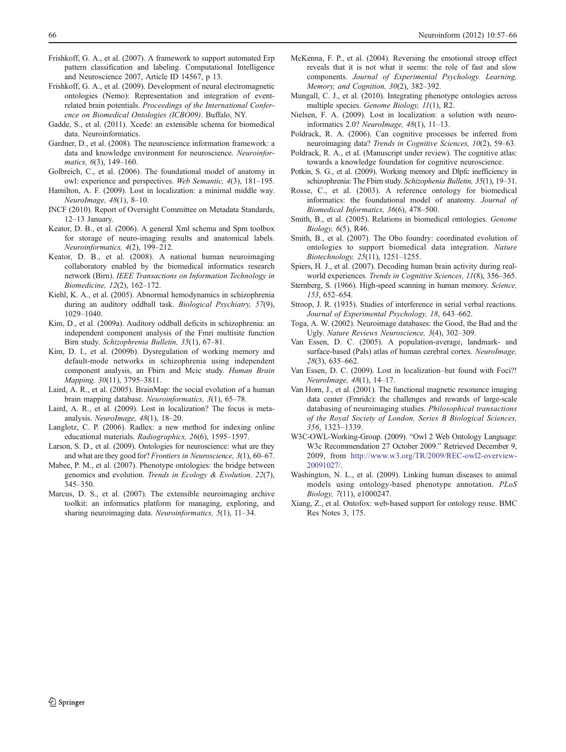Frishkoff, G. A., et al. (2007). A framework to support automated Erp pattern classification and labeling. Computational Intelligence and Neuroscience 2007, Article ID 14567, p 13.

Frishkoff, G. A., et al. (2009). Development of neural electromagnetic ontologies (Nemo): Representation and integration of event-related brain potentials. *Proceedings of the International Conference on Biomedical Ontologies (ICBO09)*. Buffalo, NY.

Gadde, S., et al. (2011). Xcede: an extensible schema for biomedical data. Neuroinformatics.

Gardner, D., et al. (2008). The neuroscience information framework: a data and knowledge environment for neuroscience. *Neuroinformatics, 6*(3), 149–160.

Golbreich, C., et al. (2006). The foundational model of anatomy in owl: experience and perspectives. *Web Semantic, 4*(3), 181–195.

Hamilton, A. F. (2009). Lost in localization: a minimal middle way. *NeuroImage, 48*(1), 8–10.

INCF (2010). Report of Oversight Committee on Metadata Standards, 12–13 January.

Keator, D. B., et al. (2006). A general Xml schema and Spm toolbox for storage of neuro-imaging results and anatomical labels. *Neuroinformatics, 4*(2), 199–212.

Keator, D. B., et al. (2008). A national human neuroimaging collaboratory enabled by the biomedical informatics research network (Birn). *IEEE Transactions on Information Technology in Biomedicine, 12*(2), 162–172.

Kiehl, K. A., et al. (2005). Abnormal hemodynamics in schizophrenia during an auditory oddball task. *Biological Psychiatry, 57*(9), 1029–1040.

Kim, D., et al. (2009a). Auditory oddball deficits in schizophrenia: an independent component analysis of the Fmri multisite function Birn study. *Schizophrenia Bulletin, 35*(1), 67–81.

Kim, D. I., et al. (2009b). Dysregulation of working memory and default-mode networks in schizophrenia using independent component analysis, an Fbirn and Mcic study. *Human Brain Mapping, 30*(11), 3795–3811.

Laird, A. R., et al. (2005). BrainMap: the social evolution of a human brain mapping database. *Neuroinformatics, 3*(1), 65–78.

Laird, A. R., et al. (2009). Lost in localization? The focus is meta-analysis. *NeuroImage, 48*(1), 18–20.

Langlotz, C. P. (2006). Radlex: a new method for indexing online educational materials. *Radiographics, 26*(6), 1595–1597.

Larson, S. D., et al. (2009). Ontologies for neuroscience: what are they and what are they good for? *Frontiers in Neuroscience, 3*(1), 60–67.

Mabee, P. M., et al. (2007). Phenotype ontologies: the bridge between genomics and evolution. *Trends in Ecology & Evolution, 22*(7), 345–350.

Marcus, D. S., et al. (2007). The extensible neuroimaging archive toolkit: an informatics platform for managing, exploring, and sharing neuroimaging data. *Neuroinformatics, 5*(1), 11–34.

McKenna, F. P., et al. (2004). Reversing the emotional stroop effect reveals that it is not what it seems: the role of fast and slow components. *Journal of Experimental Psychology. Learning, Memory, and Cognition, 30*(2), 382–392.

Mungall, C. J., et al. (2010). Integrating phenotype ontologies across multiple species. *Genome Biology, 11*(1), R2.

Nielsen, F. A. (2009). Lost in localization: a solution with neuroinformatics 2.0? *NeuroImage, 48*(1), 11–13.

Poldrack, R. A. (2006). Can cognitive processes be inferred from neuroimaging data? *Trends in Cognitive Sciences, 10*(2), 59–63.

Poldrack, R. A., et al. (Manuscript under review). The cognitive atlas: towards a knowledge foundation for cognitive neuroscience.

Potkin, S. G., et al. (2009). Working memory and Dlpfc inefficiency in schizophrenia: The Fbirn study. *Schizophenia Bulletin, 35*(1), 19–31.

Rosse, C., et al. (2003). A reference ontology for biomedical informatics: the foundational model of anatomy. *Journal of Biomedical Informatics, 36*(6), 478–500.

Smith, B., et al. (2005). Relations in biomedical ontologies. *Genome Biology, 6*(5), R46.

Smith, B., et al. (2007). The Obo foundry: coordinated evolution of ontologies to support biomedical data integration. *Nature Biotechnology, 25*(11), 1251–1255.

Spiers, H. J., et al. (2007). Decoding human brain activity during real-world experiences. *Trends in Cognitive Sciences, 11*(8), 356–365.

Sternberg, S. (1966). High-speed scanning in human memory. *Science, 153*, 652–654.

Stroop, J. R. (1935). Studies of interference in serial verbal reactions. *Journal of Experimental Psychology, 18*, 643–662.

Toga, A. W. (2002). Neuroimage databases: the Good, the Bad and the Ugly. *Nature Reviews Neuroscience, 3*(4), 302–309.

Van Essen, D. C. (2005). A population-average, landmark- and surface-based (Pals) atlas of human cerebral cortex. *NeuroImage, 28*(3), 635–662.

Van Essen, D. C. (2009). Lost in localization–but found with Foci?! *NeuroImage, 48*(1), 14–17.

Van Horn, J., et al. (2001). The functional magnetic resonance imaging data center (Fmridc): the challenges and rewards of large-scale databasing of neuroimaging studies. *Philosophical transactions of the Royal Society of London, Series B Biological Sciences, 356*, 1323–1339.

W3C-OWL-Working-Group. (2009). "Owl 2 Web Ontology Language: W3c Recommendation 27 October 2009." Retrieved December 9, 2009, from http://www.w3.org/TR/2009/REC-owl2-overview-20091027/.

Washington, N. L., et al. (2009). Linking human diseases to animal models using ontology-based phenotype annotation. *PLoS Biology, 7*(11), e1000247.

Xiang, Z., et al. Ontofox: web-based support for ontology reuse. BMC Res Notes 3, 175.